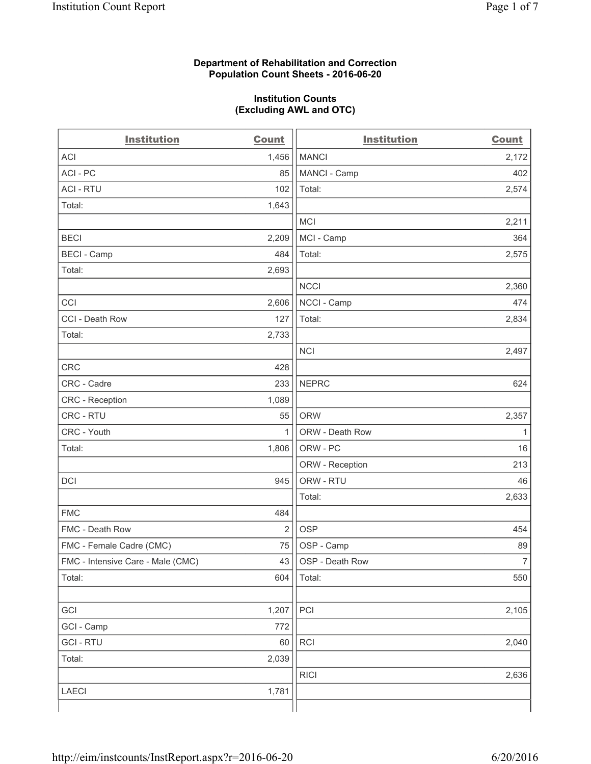**Department of Rehabilitation and Correction**
**Population Count Sheets - 2016-06-20**

**Institution Counts**
**(Excluding AWL and OTC)**

| Institution | Count | Institution | Count |
|---|---|---|---|
| ACI | 1,456 | MANCI | 2,172 |
| ACI - PC | 85 | MANCI - Camp | 402 |
| ACI - RTU | 102 | Total: | 2,574 |
| Total: | 1,643 | | |
| | | MCI | 2,211 |
| BECI | 2,209 | MCI - Camp | 364 |
| BECI - Camp | 484 | Total: | 2,575 |
| Total: | 2,693 | | |
| | | NCCI | 2,360 |
| CCI | 2,606 | NCCI - Camp | 474 |
| CCI - Death Row | 127 | Total: | 2,834 |
| Total: | 2,733 | | |
| | | NCI | 2,497 |
| CRC | 428 | | |
| CRC - Cadre | 233 | NEPRC | 624 |
| CRC - Reception | 1,089 | | |
| CRC - RTU | 55 | ORW | 2,357 |
| CRC - Youth | 1 | ORW - Death Row | 1 |
| Total: | 1,806 | ORW - PC | 16 |
| | | ORW - Reception | 213 |
| DCI | 945 | ORW - RTU | 46 |
| | | Total: | 2,633 |
| FMC | 484 | | |
| FMC - Death Row | 2 | OSP | 454 |
| FMC - Female Cadre (CMC) | 75 | OSP - Camp | 89 |
| FMC - Intensive Care - Male (CMC) | 43 | OSP - Death Row | 7 |
| Total: | 604 | Total: | 550 |
| | | | |
| GCI | 1,207 | PCI | 2,105 |
| GCI - Camp | 772 | | |
| GCI - RTU | 60 | RCI | 2,040 |
| Total: | 2,039 | | |
| | | RICI | 2,636 |
| LAECI | 1,781 | | |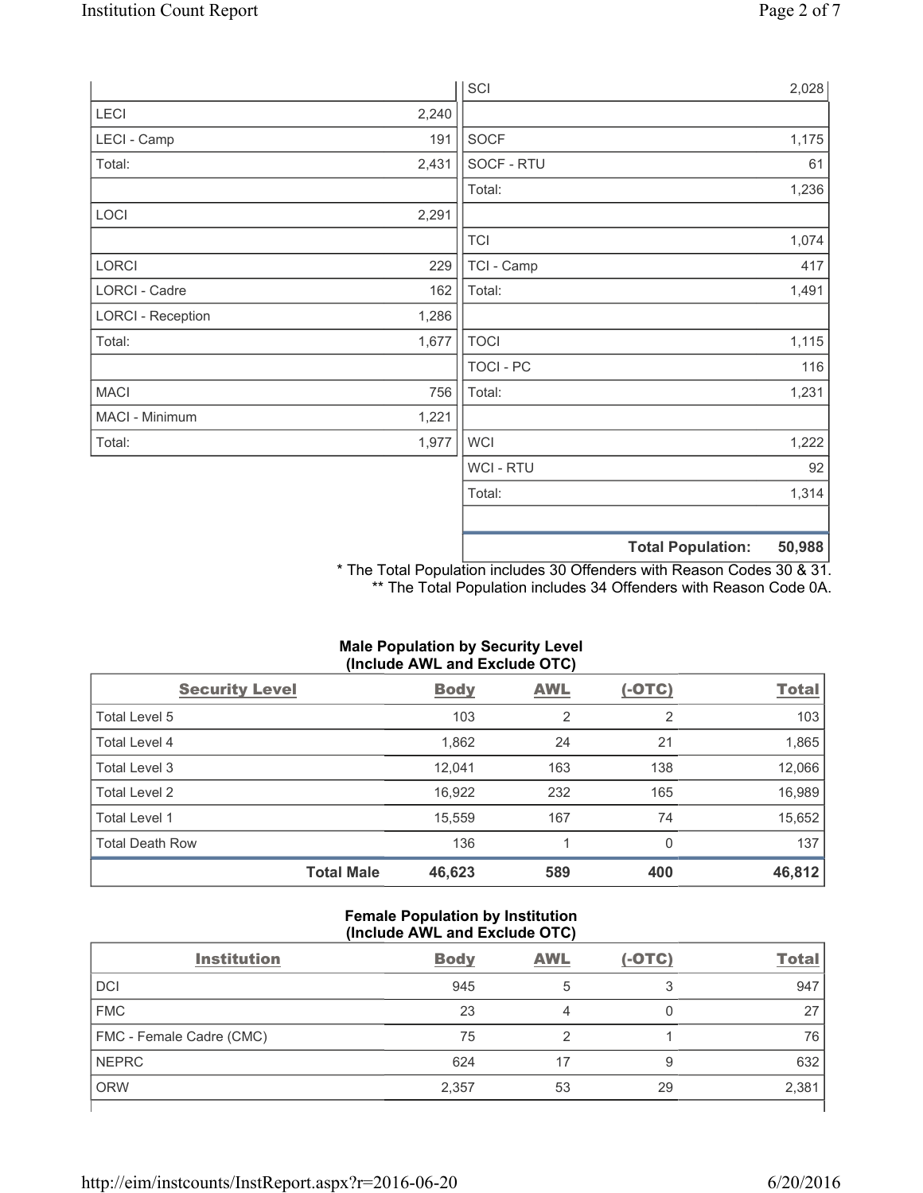| | |
|---|---|
| LECI | 2,240 |
| LECI - Camp | 191 |
| Total: | 2,431 |
| | |
| LOCI | 2,291 |
| | |
| LORCI | 229 |
| LORCI - Cadre | 162 |
| LORCI - Reception | 1,286 |
| Total: | 1,677 |
| | |
| MACI | 756 |
| MACI - Minimum | 1,221 |
| Total: | 1,977 |

| | |
|---|---|
| SCI | 2,028 |
| | |
| SOCF | 1,175 |
| SOCF - RTU | 61 |
| Total: | 1,236 |
| | |
| TCI | 1,074 |
| TCI - Camp | 417 |
| Total: | 1,491 |
| | |
| TOCI | 1,115 |
| TOCI - PC | 116 |
| Total: | 1,231 |
| | |
| WCI | 1,222 |
| WCI - RTU | 92 |
| Total: | 1,314 |
| | |
| **Total Population:** | **50,988** |

\* The Total Population includes 30 Offenders with Reason Codes 30 & 31.
\*\* The Total Population includes 34 Offenders with Reason Code 0A.

**Male Population by Security Level (Include AWL and Exclude OTC)**

| Security Level | Body | AWL | (-OTC) | Total |
|---|---|---|---|---|
| Total Level 5 | 103 | 2 | 2 | 103 |
| Total Level 4 | 1,862 | 24 | 21 | 1,865 |
| Total Level 3 | 12,041 | 163 | 138 | 12,066 |
| Total Level 2 | 16,922 | 232 | 165 | 16,989 |
| Total Level 1 | 15,559 | 167 | 74 | 15,652 |
| Total Death Row | 136 | 1 | 0 | 137 |
| **Total Male** | **46,623** | **589** | **400** | **46,812** |

**Female Population by Institution (Include AWL and Exclude OTC)**

| Institution | Body | AWL | (-OTC) | Total |
|---|---|---|---|---|
| DCI | 945 | 5 | 3 | 947 |
| FMC | 23 | 4 | 0 | 27 |
| FMC - Female Cadre (CMC) | 75 | 2 | 1 | 76 |
| NEPRC | 624 | 17 | 9 | 632 |
| ORW | 2,357 | 53 | 29 | 2,381 |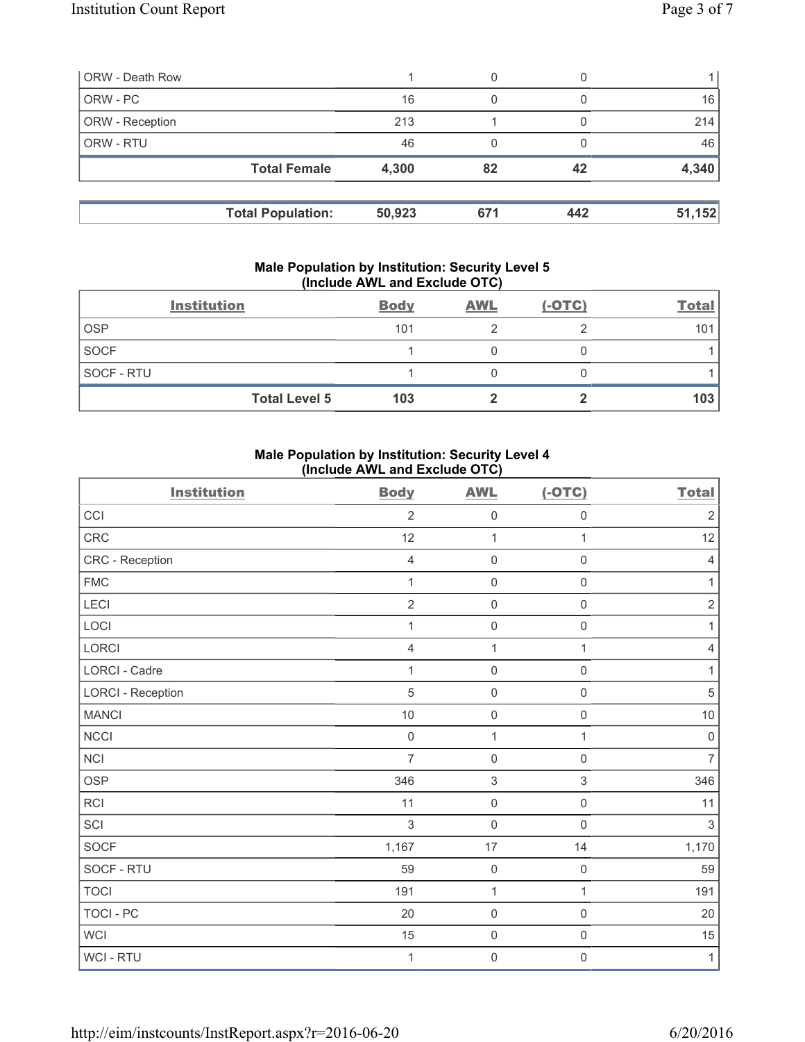| ORW - Death Row | 1 | 0 | 0 | 1 |
|---|---|---|---|---|
| ORW - PC | 16 | 0 | 0 | 16 |
| ORW - Reception | 213 | 1 | 0 | 214 |
| ORW - RTU | 46 | 0 | 0 | 46 |
| **Total Female** | **4,300** | **82** | **42** | **4,340** |

| **Total Population:** | **50,923** | **671** | **442** | **51,152** |
|---|---|---|---|---|

### Male Population by Institution: Security Level 5 (Include AWL and Exclude OTC)

| Institution | Body | AWL | (-OTC) | Total |
|---|---|---|---|---|
| OSP | 101 | 2 | 2 | 101 |
| SOCF | 1 | 0 | 0 | 1 |
| SOCF - RTU | 1 | 0 | 0 | 1 |
| **Total Level 5** | **103** | **2** | **2** | **103** |

### Male Population by Institution: Security Level 4 (Include AWL and Exclude OTC)

| Institution | Body | AWL | (-OTC) | Total |
|---|---|---|---|---|
| CCI | 2 | 0 | 0 | 2 |
| CRC | 12 | 1 | 1 | 12 |
| CRC - Reception | 4 | 0 | 0 | 4 |
| FMC | 1 | 0 | 0 | 1 |
| LECI | 2 | 0 | 0 | 2 |
| LOCI | 1 | 0 | 0 | 1 |
| LORCI | 4 | 1 | 1 | 4 |
| LORCI - Cadre | 1 | 0 | 0 | 1 |
| LORCI - Reception | 5 | 0 | 0 | 5 |
| MANCI | 10 | 0 | 0 | 10 |
| NCCI | 0 | 1 | 1 | 0 |
| NCI | 7 | 0 | 0 | 7 |
| OSP | 346 | 3 | 3 | 346 |
| RCI | 11 | 0 | 0 | 11 |
| SCI | 3 | 0 | 0 | 3 |
| SOCF | 1,167 | 17 | 14 | 1,170 |
| SOCF - RTU | 59 | 0 | 0 | 59 |
| TOCI | 191 | 1 | 1 | 191 |
| TOCI - PC | 20 | 0 | 0 | 20 |
| WCI | 15 | 0 | 0 | 15 |
| WCI - RTU | 1 | 0 | 0 | 1 |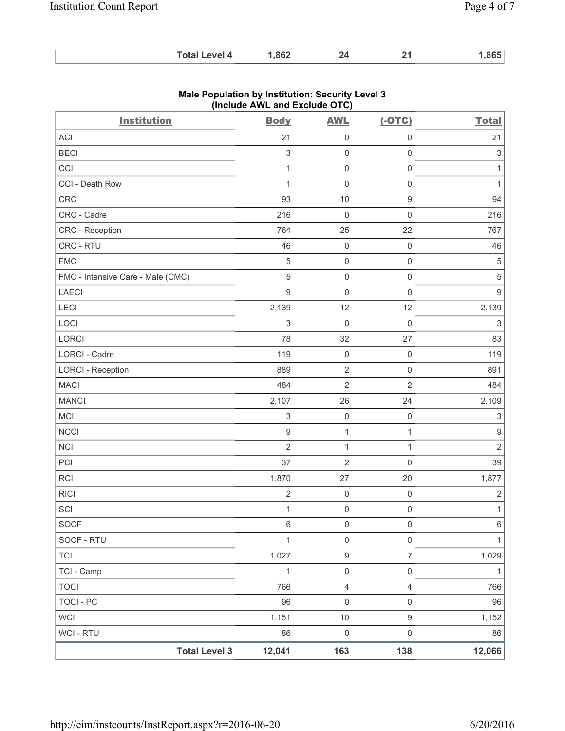| Total Level 4 | 1,862 | 24 | 21 | 1,865 |
|---|---|---|---|---|

**Male Population by Institution: Security Level 3 (Include AWL and Exclude OTC)**

| Institution | Body | AWL | (-OTC) | Total |
|---|---|---|---|---|
| ACI | 21 | 0 | 0 | 21 |
| BECI | 3 | 0 | 0 | 3 |
| CCI | 1 | 0 | 0 | 1 |
| CCI - Death Row | 1 | 0 | 0 | 1 |
| CRC | 93 | 10 | 9 | 94 |
| CRC - Cadre | 216 | 0 | 0 | 216 |
| CRC - Reception | 764 | 25 | 22 | 767 |
| CRC - RTU | 46 | 0 | 0 | 46 |
| FMC | 5 | 0 | 0 | 5 |
| FMC - Intensive Care - Male (CMC) | 5 | 0 | 0 | 5 |
| LAECI | 9 | 0 | 0 | 9 |
| LECI | 2,139 | 12 | 12 | 2,139 |
| LOCI | 3 | 0 | 0 | 3 |
| LORCI | 78 | 32 | 27 | 83 |
| LORCI - Cadre | 119 | 0 | 0 | 119 |
| LORCI - Reception | 889 | 2 | 0 | 891 |
| MACI | 484 | 2 | 2 | 484 |
| MANCI | 2,107 | 26 | 24 | 2,109 |
| MCI | 3 | 0 | 0 | 3 |
| NCCI | 9 | 1 | 1 | 9 |
| NCI | 2 | 1 | 1 | 2 |
| PCI | 37 | 2 | 0 | 39 |
| RCI | 1,870 | 27 | 20 | 1,877 |
| RICI | 2 | 0 | 0 | 2 |
| SCI | 1 | 0 | 0 | 1 |
| SOCF | 6 | 0 | 0 | 6 |
| SOCF - RTU | 1 | 0 | 0 | 1 |
| TCI | 1,027 | 9 | 7 | 1,029 |
| TCI - Camp | 1 | 0 | 0 | 1 |
| TOCI | 766 | 4 | 4 | 766 |
| TOCI - PC | 96 | 0 | 0 | 96 |
| WCI | 1,151 | 10 | 9 | 1,152 |
| WCI - RTU | 86 | 0 | 0 | 86 |
| Total Level 3 | 12,041 | 163 | 138 | 12,066 |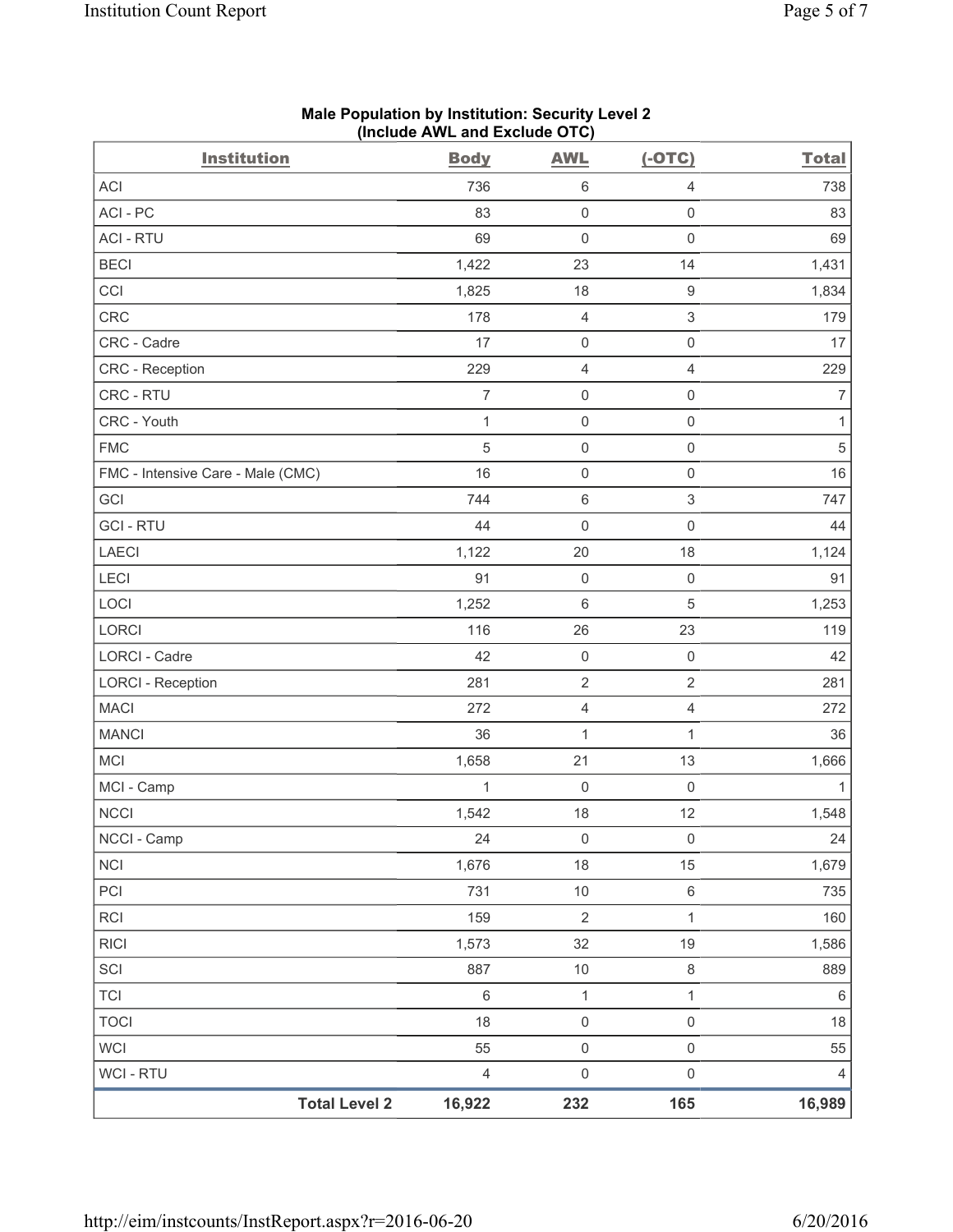**Male Population by Institution: Security Level 2**
**(Include AWL and Exclude OTC)**

| Institution | Body | AWL | (-OTC) | Total |
|---|---|---|---|---|
| ACI | 736 | 6 | 4 | 738 |
| ACI - PC | 83 | 0 | 0 | 83 |
| ACI - RTU | 69 | 0 | 0 | 69 |
| BECI | 1,422 | 23 | 14 | 1,431 |
| CCI | 1,825 | 18 | 9 | 1,834 |
| CRC | 178 | 4 | 3 | 179 |
| CRC - Cadre | 17 | 0 | 0 | 17 |
| CRC - Reception | 229 | 4 | 4 | 229 |
| CRC - RTU | 7 | 0 | 0 | 7 |
| CRC - Youth | 1 | 0 | 0 | 1 |
| FMC | 5 | 0 | 0 | 5 |
| FMC - Intensive Care - Male (CMC) | 16 | 0 | 0 | 16 |
| GCI | 744 | 6 | 3 | 747 |
| GCI - RTU | 44 | 0 | 0 | 44 |
| LAECI | 1,122 | 20 | 18 | 1,124 |
| LECI | 91 | 0 | 0 | 91 |
| LOCI | 1,252 | 6 | 5 | 1,253 |
| LORCI | 116 | 26 | 23 | 119 |
| LORCI - Cadre | 42 | 0 | 0 | 42 |
| LORCI - Reception | 281 | 2 | 2 | 281 |
| MACI | 272 | 4 | 4 | 272 |
| MANCI | 36 | 1 | 1 | 36 |
| MCI | 1,658 | 21 | 13 | 1,666 |
| MCI - Camp | 1 | 0 | 0 | 1 |
| NCCI | 1,542 | 18 | 12 | 1,548 |
| NCCI - Camp | 24 | 0 | 0 | 24 |
| NCI | 1,676 | 18 | 15 | 1,679 |
| PCI | 731 | 10 | 6 | 735 |
| RCI | 159 | 2 | 1 | 160 |
| RICI | 1,573 | 32 | 19 | 1,586 |
| SCI | 887 | 10 | 8 | 889 |
| TCI | 6 | 1 | 1 | 6 |
| TOCI | 18 | 0 | 0 | 18 |
| WCI | 55 | 0 | 0 | 55 |
| WCI - RTU | 4 | 0 | 0 | 4 |
| **Total Level 2** | **16,922** | **232** | **165** | **16,989** |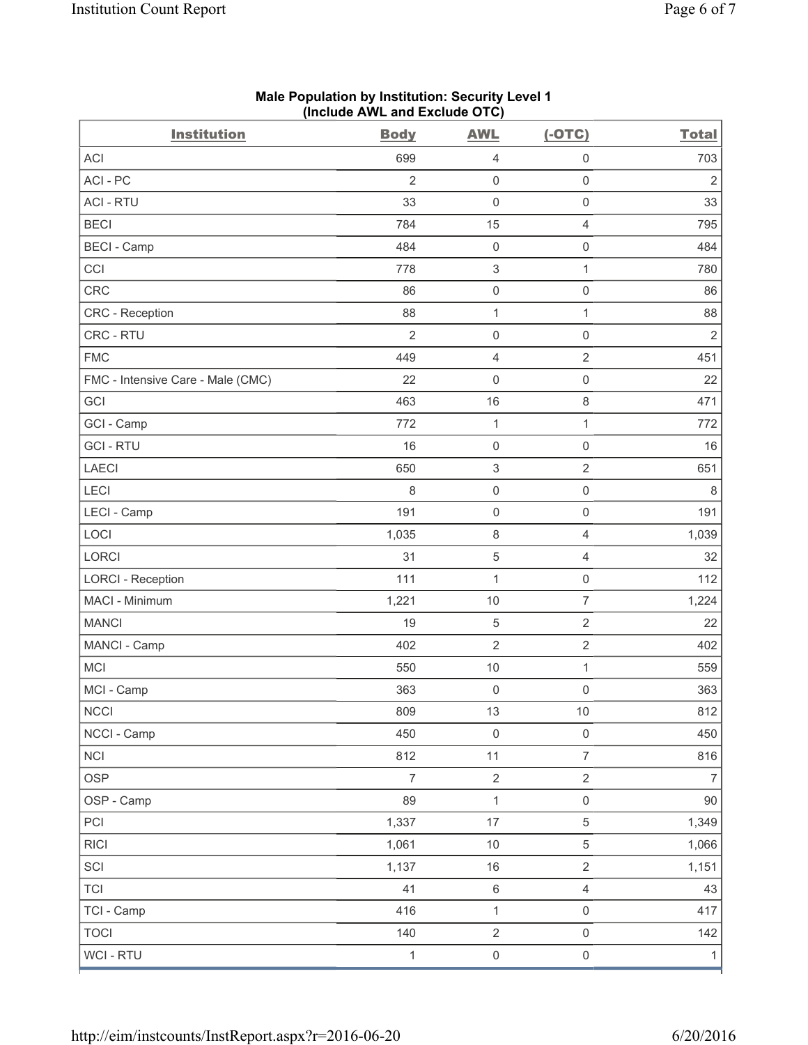**Male Population by Institution: Security Level 1**
**(Include AWL and Exclude OTC)**

| Institution | Body | AWL | (-OTC) | Total |
|---|---|---|---|---|
| ACI | 699 | 4 | 0 | 703 |
| ACI - PC | 2 | 0 | 0 | 2 |
| ACI - RTU | 33 | 0 | 0 | 33 |
| BECI | 784 | 15 | 4 | 795 |
| BECI - Camp | 484 | 0 | 0 | 484 |
| CCI | 778 | 3 | 1 | 780 |
| CRC | 86 | 0 | 0 | 86 |
| CRC - Reception | 88 | 1 | 1 | 88 |
| CRC - RTU | 2 | 0 | 0 | 2 |
| FMC | 449 | 4 | 2 | 451 |
| FMC - Intensive Care - Male (CMC) | 22 | 0 | 0 | 22 |
| GCI | 463 | 16 | 8 | 471 |
| GCI - Camp | 772 | 1 | 1 | 772 |
| GCI - RTU | 16 | 0 | 0 | 16 |
| LAECI | 650 | 3 | 2 | 651 |
| LECI | 8 | 0 | 0 | 8 |
| LECI - Camp | 191 | 0 | 0 | 191 |
| LOCI | 1,035 | 8 | 4 | 1,039 |
| LORCI | 31 | 5 | 4 | 32 |
| LORCI - Reception | 111 | 1 | 0 | 112 |
| MACI - Minimum | 1,221 | 10 | 7 | 1,224 |
| MANCI | 19 | 5 | 2 | 22 |
| MANCI - Camp | 402 | 2 | 2 | 402 |
| MCI | 550 | 10 | 1 | 559 |
| MCI - Camp | 363 | 0 | 0 | 363 |
| NCCI | 809 | 13 | 10 | 812 |
| NCCI - Camp | 450 | 0 | 0 | 450 |
| NCI | 812 | 11 | 7 | 816 |
| OSP | 7 | 2 | 2 | 7 |
| OSP - Camp | 89 | 1 | 0 | 90 |
| PCI | 1,337 | 17 | 5 | 1,349 |
| RICI | 1,061 | 10 | 5 | 1,066 |
| SCI | 1,137 | 16 | 2 | 1,151 |
| TCI | 41 | 6 | 4 | 43 |
| TCI - Camp | 416 | 1 | 0 | 417 |
| TOCI | 140 | 2 | 0 | 142 |
| WCI - RTU | 1 | 0 | 0 | 1 |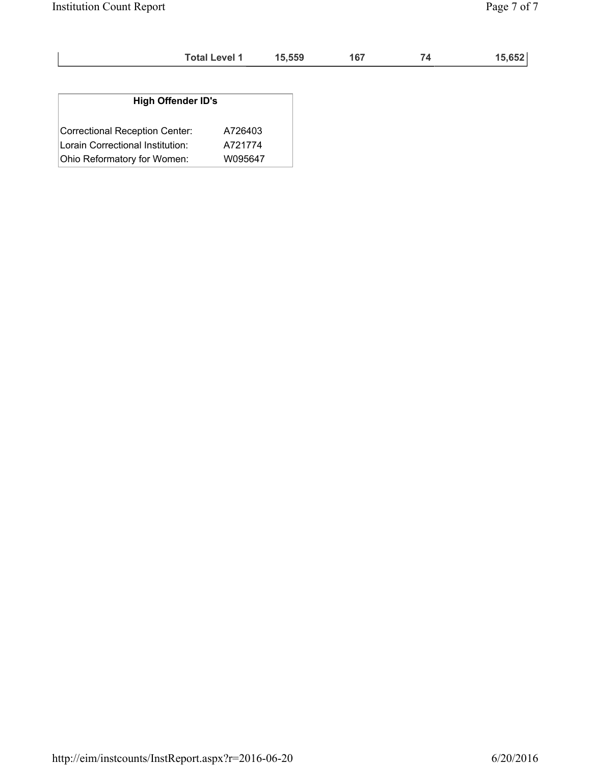| | | | | |
|---|---|---|---|---|
| **Total Level 1** | **15,559** | **167** | **74** | **15,652** |

| **High Offender ID's** | |
|---|---|
| Correctional Reception Center: | A726403 |
| Lorain Correctional Institution: | A721774 |
| Ohio Reformatory for Women: | W095647 |